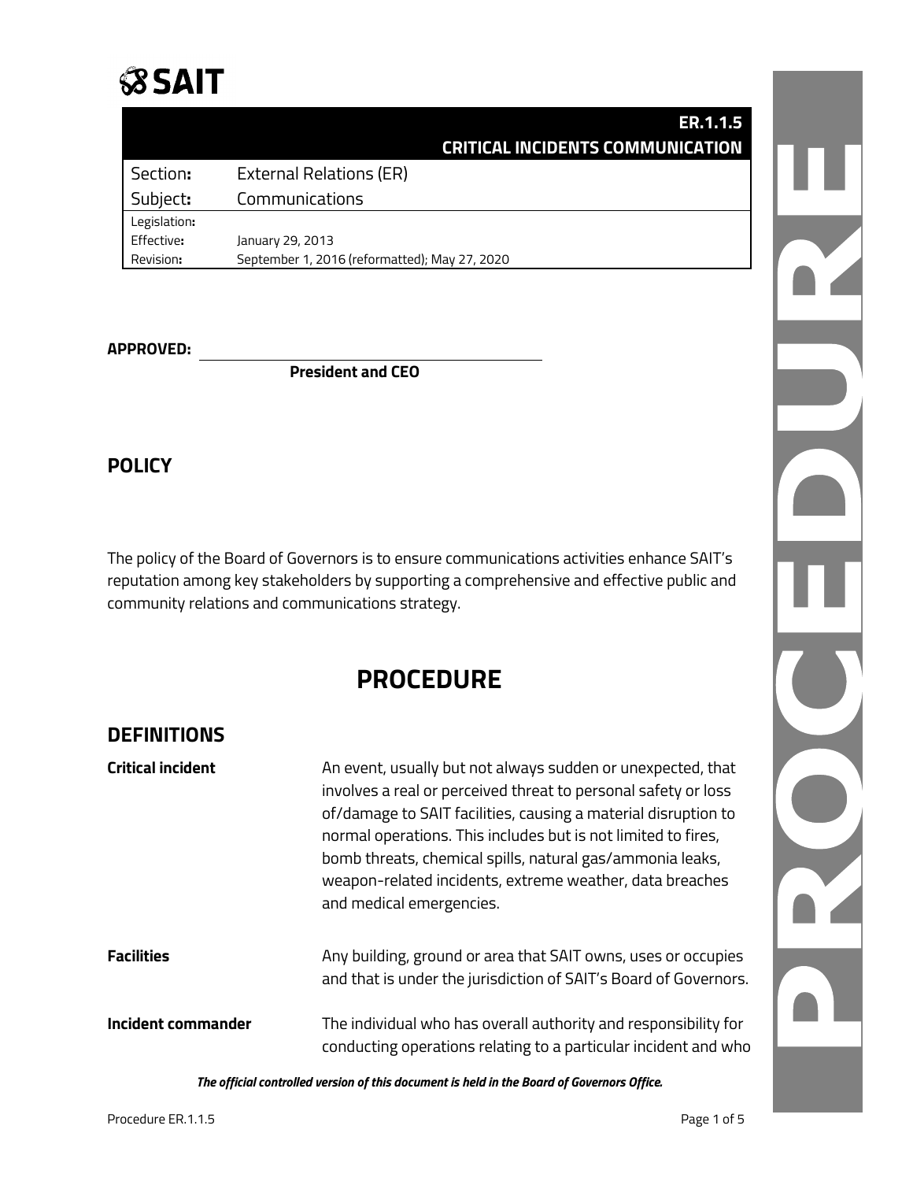SAIT

| | ER.1.1.5 CRITICAL INCIDENTS COMMUNICATION |
|---|---|
| Section: | External Relations (ER) |
| Subject: | Communications |
| Legislation: | |
| Effective: | January 29, 2013 |
| Revision: | September 1, 2016 (reformatted); May 27, 2020 |

**APPROVED:** ______________________________

**President and CEO**

## POLICY

The policy of the Board of Governors is to ensure communications activities enhance SAIT's reputation among key stakeholders by supporting a comprehensive and effective public and community relations and communications strategy.

# PROCEDURE

## DEFINITIONS

| | |
|---|---|
| **Critical incident** | An event, usually but not always sudden or unexpected, that involves a real or perceived threat to personal safety or loss of/damage to SAIT facilities, causing a material disruption to normal operations. This includes but is not limited to fires, bomb threats, chemical spills, natural gas/ammonia leaks, weapon-related incidents, extreme weather, data breaches and medical emergencies. |
| **Facilities** | Any building, ground or area that SAIT owns, uses or occupies and that is under the jurisdiction of SAIT's Board of Governors. |
| **Incident commander** | The individual who has overall authority and responsibility for conducting operations relating to a particular incident and who |

*The official controlled version of this document is held in the Board of Governors Office.*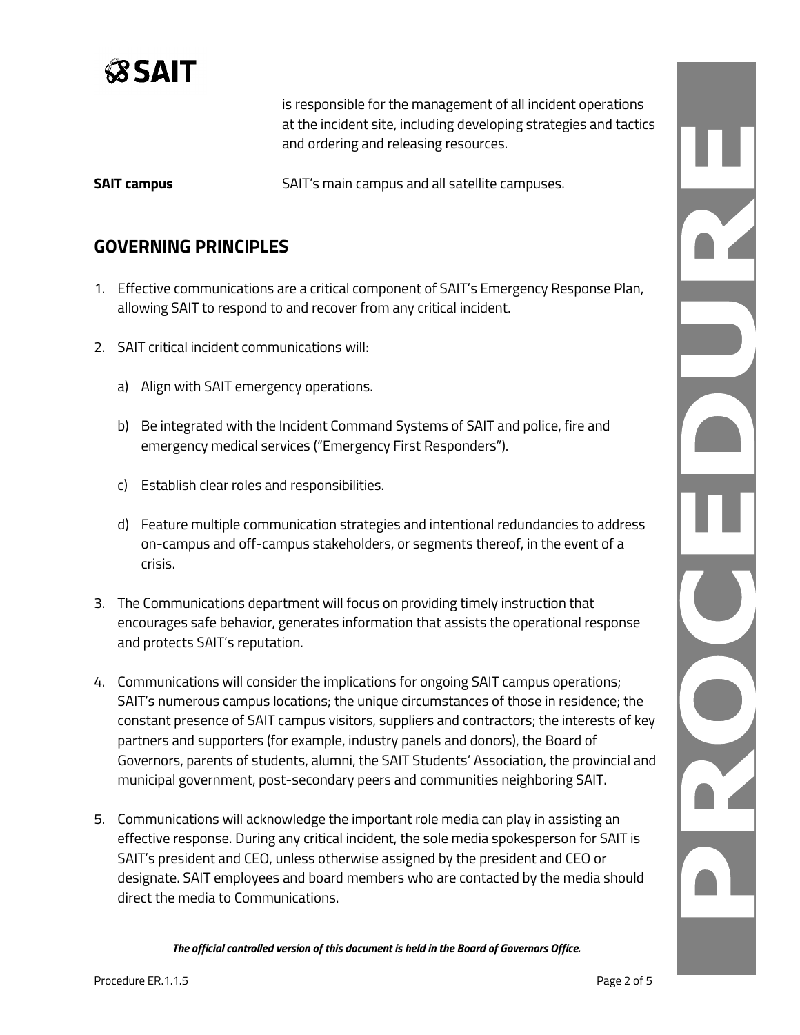is responsible for the management of all incident operations at the incident site, including developing strategies and tactics and ordering and releasing resources.

**SAIT campus** SAIT's main campus and all satellite campuses.

## GOVERNING PRINCIPLES

1. Effective communications are a critical component of SAIT's Emergency Response Plan, allowing SAIT to respond to and recover from any critical incident.

2. SAIT critical incident communications will:

   a) Align with SAIT emergency operations.

   b) Be integrated with the Incident Command Systems of SAIT and police, fire and emergency medical services ("Emergency First Responders").

   c) Establish clear roles and responsibilities.

   d) Feature multiple communication strategies and intentional redundancies to address on-campus and off-campus stakeholders, or segments thereof, in the event of a crisis.

3. The Communications department will focus on providing timely instruction that encourages safe behavior, generates information that assists the operational response and protects SAIT's reputation.

4. Communications will consider the implications for ongoing SAIT campus operations; SAIT's numerous campus locations; the unique circumstances of those in residence; the constant presence of SAIT campus visitors, suppliers and contractors; the interests of key partners and supporters (for example, industry panels and donors), the Board of Governors, parents of students, alumni, the SAIT Students' Association, the provincial and municipal government, post-secondary peers and communities neighboring SAIT.

5. Communications will acknowledge the important role media can play in assisting an effective response. During any critical incident, the sole media spokesperson for SAIT is SAIT's president and CEO, unless otherwise assigned by the president and CEO or designate. SAIT employees and board members who are contacted by the media should direct the media to Communications.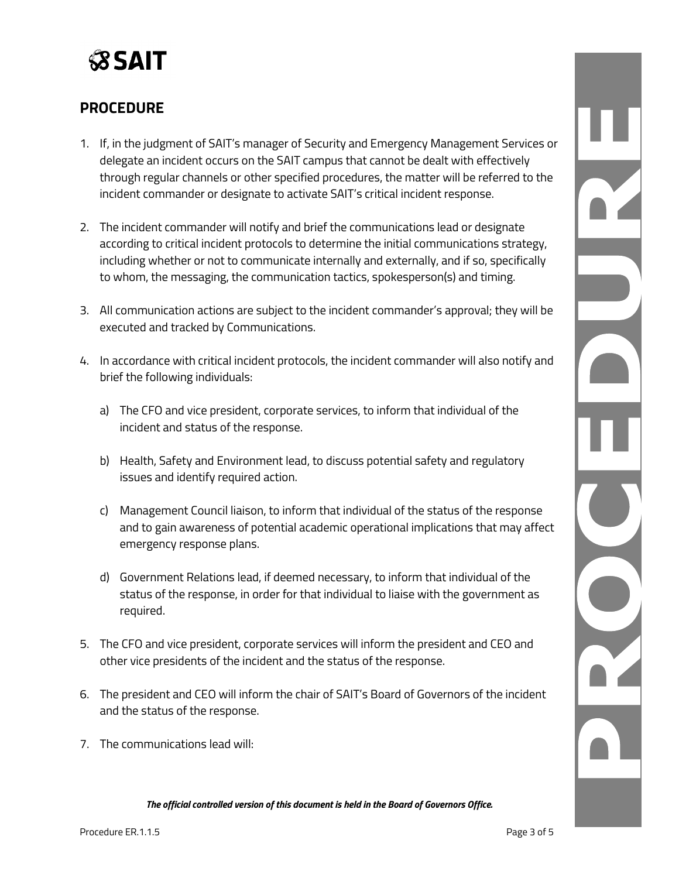## PROCEDURE

1. If, in the judgment of SAIT's manager of Security and Emergency Management Services or delegate an incident occurs on the SAIT campus that cannot be dealt with effectively through regular channels or other specified procedures, the matter will be referred to the incident commander or designate to activate SAIT's critical incident response.

2. The incident commander will notify and brief the communications lead or designate according to critical incident protocols to determine the initial communications strategy, including whether or not to communicate internally and externally, and if so, specifically to whom, the messaging, the communication tactics, spokesperson(s) and timing.

3. All communication actions are subject to the incident commander's approval; they will be executed and tracked by Communications.

4. In accordance with critical incident protocols, the incident commander will also notify and brief the following individuals:

   a) The CFO and vice president, corporate services, to inform that individual of the incident and status of the response.

   b) Health, Safety and Environment lead, to discuss potential safety and regulatory issues and identify required action.

   c) Management Council liaison, to inform that individual of the status of the response and to gain awareness of potential academic operational implications that may affect emergency response plans.

   d) Government Relations lead, if deemed necessary, to inform that individual of the status of the response, in order for that individual to liaise with the government as required.

5. The CFO and vice president, corporate services will inform the president and CEO and other vice presidents of the incident and the status of the response.

6. The president and CEO will inform the chair of SAIT's Board of Governors of the incident and the status of the response.

7. The communications lead will:

*The official controlled version of this document is held in the Board of Governors Office.*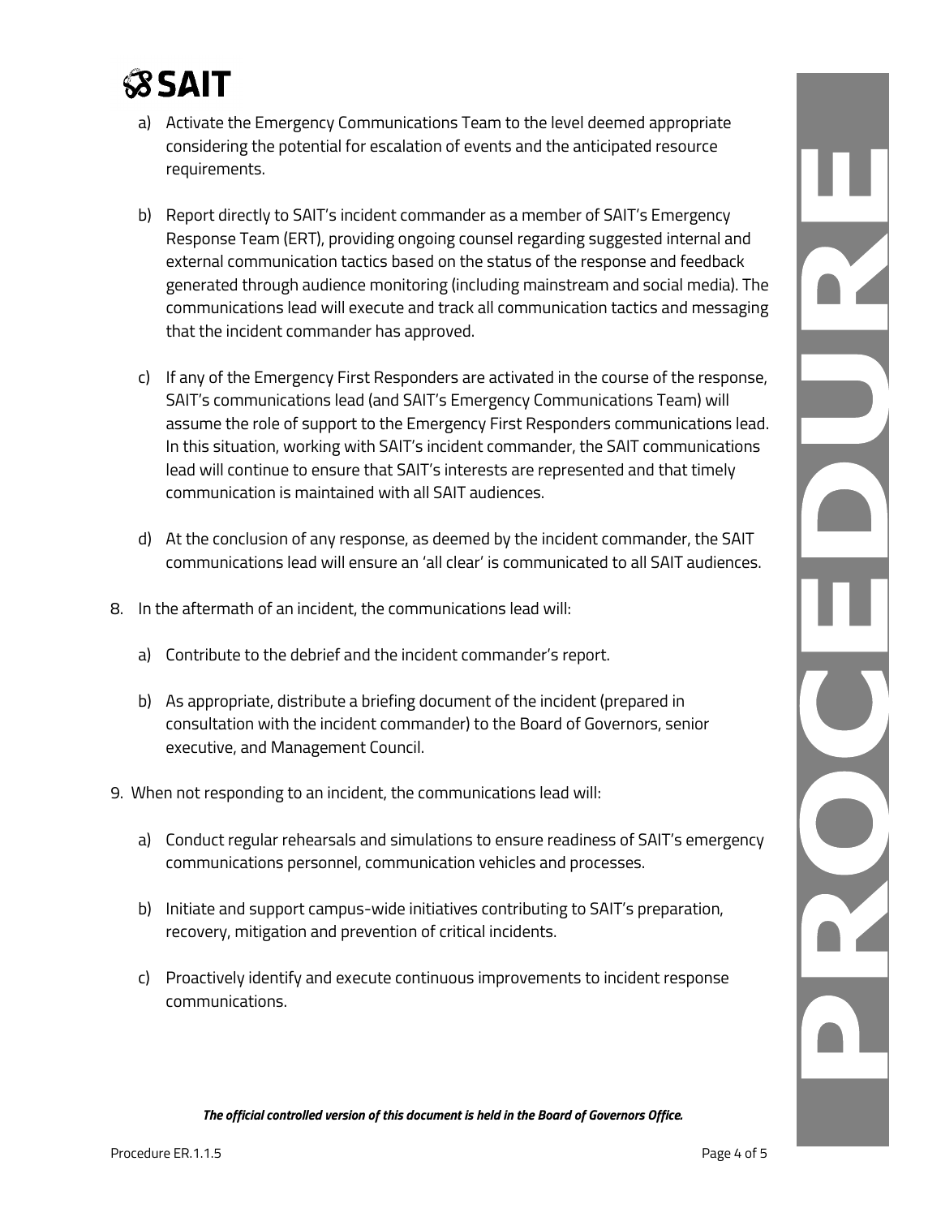a) Activate the Emergency Communications Team to the level deemed appropriate considering the potential for escalation of events and the anticipated resource requirements.

b) Report directly to SAIT's incident commander as a member of SAIT's Emergency Response Team (ERT), providing ongoing counsel regarding suggested internal and external communication tactics based on the status of the response and feedback generated through audience monitoring (including mainstream and social media). The communications lead will execute and track all communication tactics and messaging that the incident commander has approved.

c) If any of the Emergency First Responders are activated in the course of the response, SAIT's communications lead (and SAIT's Emergency Communications Team) will assume the role of support to the Emergency First Responders communications lead. In this situation, working with SAIT's incident commander, the SAIT communications lead will continue to ensure that SAIT's interests are represented and that timely communication is maintained with all SAIT audiences.

d) At the conclusion of any response, as deemed by the incident commander, the SAIT communications lead will ensure an 'all clear' is communicated to all SAIT audiences.

8. In the aftermath of an incident, the communications lead will:

   a) Contribute to the debrief and the incident commander's report.

   b) As appropriate, distribute a briefing document of the incident (prepared in consultation with the incident commander) to the Board of Governors, senior executive, and Management Council.

9. When not responding to an incident, the communications lead will:

   a) Conduct regular rehearsals and simulations to ensure readiness of SAIT's emergency communications personnel, communication vehicles and processes.

   b) Initiate and support campus-wide initiatives contributing to SAIT's preparation, recovery, mitigation and prevention of critical incidents.

   c) Proactively identify and execute continuous improvements to incident response communications.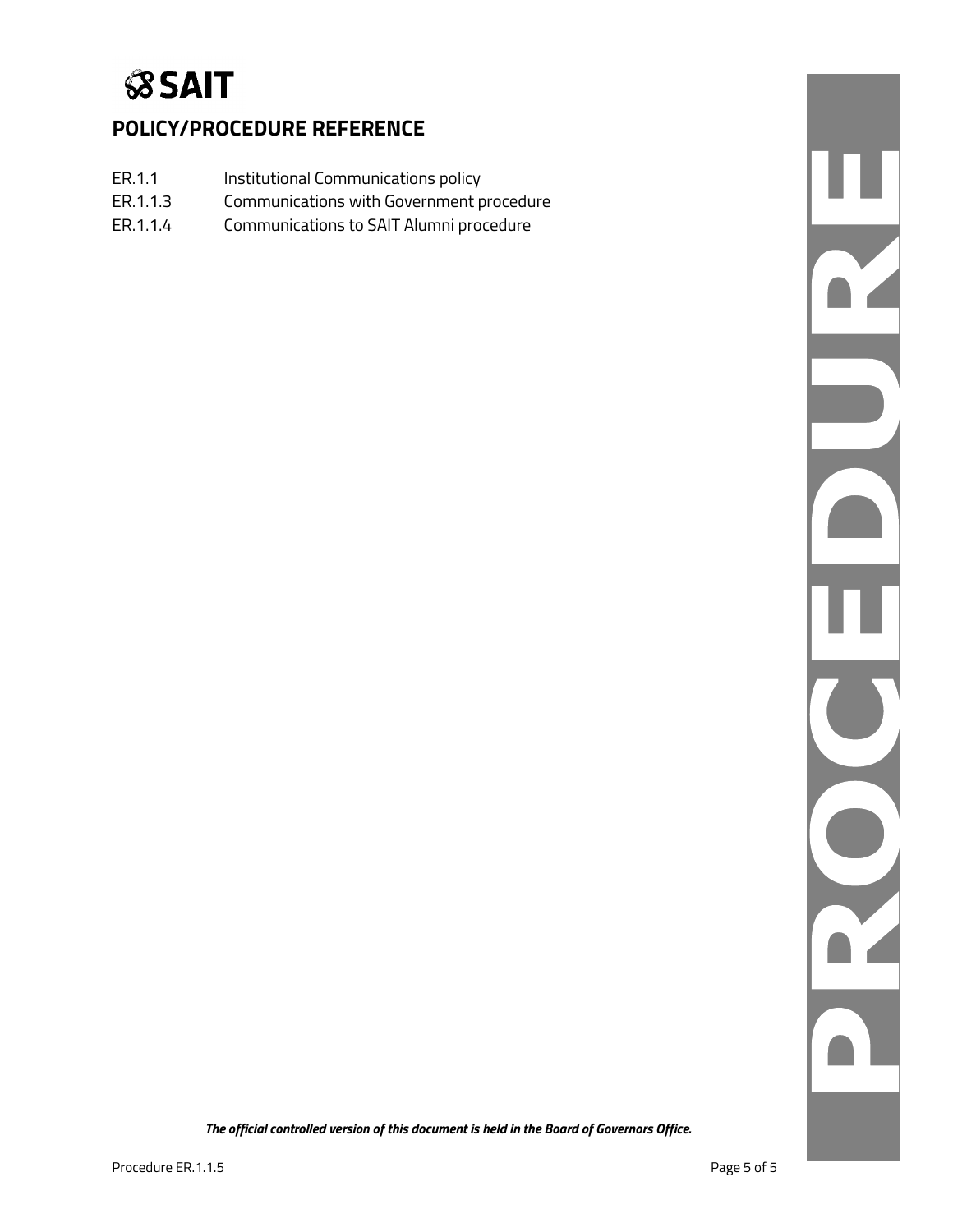## POLICY/PROCEDURE REFERENCE

| | |
|---|---|
| ER.1.1 | Institutional Communications policy |
| ER.1.1.3 | Communications with Government procedure |
| ER.1.1.4 | Communications to SAIT Alumni procedure |

***The official controlled version of this document is held in the Board of Governors Office.***